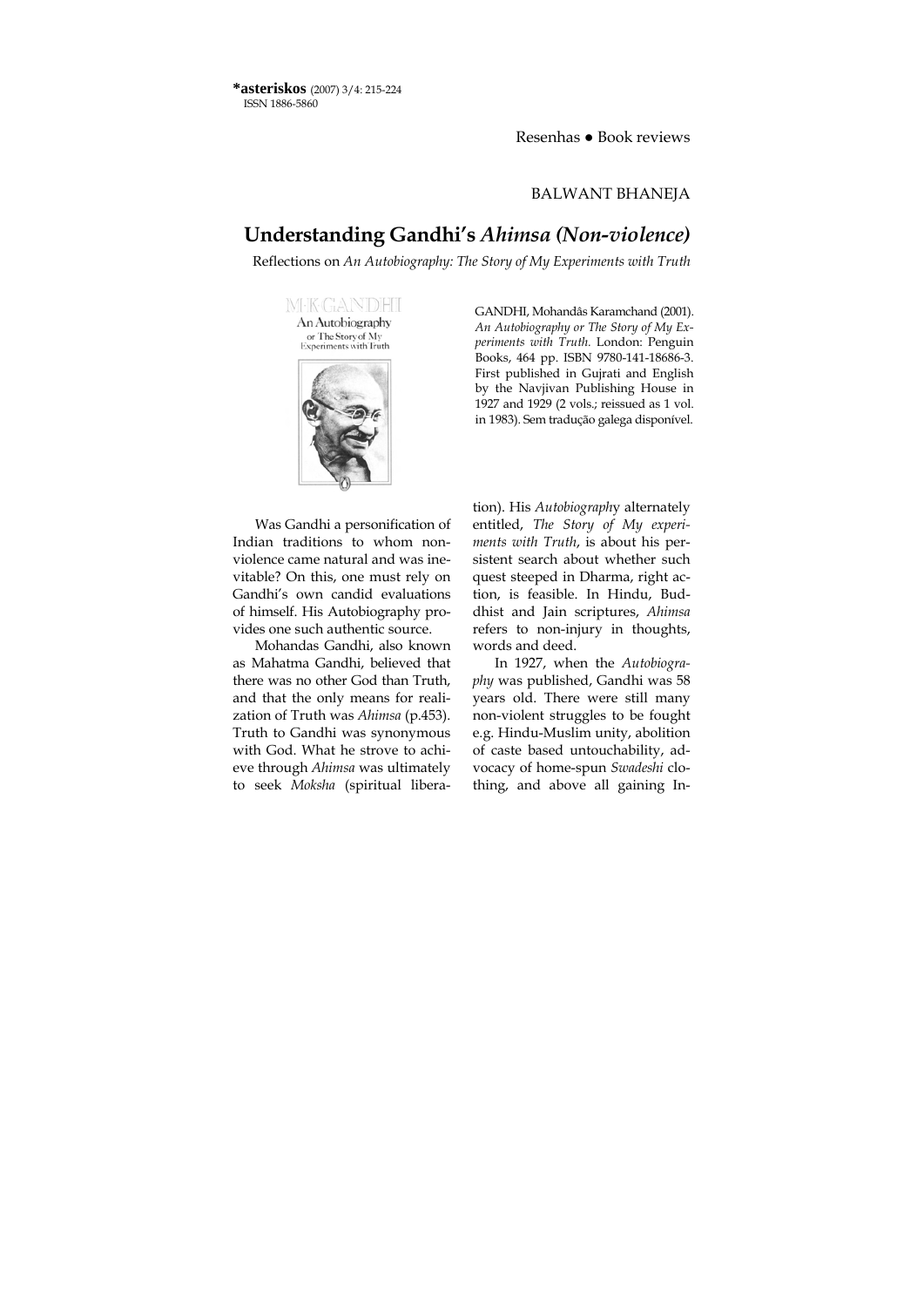Resenhas ● Book reviews

BALWANT BHANEJA

# Understanding Gandhi's *Ahimsa (Non-violence)*

Reflections on *An Autobiography: The Story of My Experiments with Truth*

GANDHI, Mohandâs Karamchand (2001). *An Autobiography or The Story of My Experiments with Truth.* London: Penguin Books, 464 pp. ISBN 9780-141-18686-3. First published in Gujrati and English by the Navjivan Publishing House in 1927 and 1929 (2 vols.; reissued as 1 vol. in 1983). Sem tradução galega disponível.

Was Gandhi a personification of Indian traditions to whom non-violence came natural and was inevitable? On this, one must rely on Gandhi's own candid evaluations of himself. His Autobiography provides one such authentic source.

Mohandas Gandhi, also known as Mahatma Gandhi, believed that there was no other God than Truth, and that the only means for realization of Truth was *Ahimsa* (p.453). Truth to Gandhi was synonymous with God. What he strove to achieve through *Ahimsa* was ultimately to seek *Moksha* (spiritual liberation). His *Autobiography* alternately entitled, *The Story of My experiments with Truth*, is about his persistent search about whether such quest steeped in Dharma, right action, is feasible. In Hindu, Buddhist and Jain scriptures, *Ahimsa* refers to non-injury in thoughts, words and deed.

In 1927, when the *Autobiography* was published, Gandhi was 58 years old. There were still many non-violent struggles to be fought e.g. Hindu-Muslim unity, abolition of caste based untouchability, advocacy of home-spun *Swadeshi* clothing, and above all gaining In-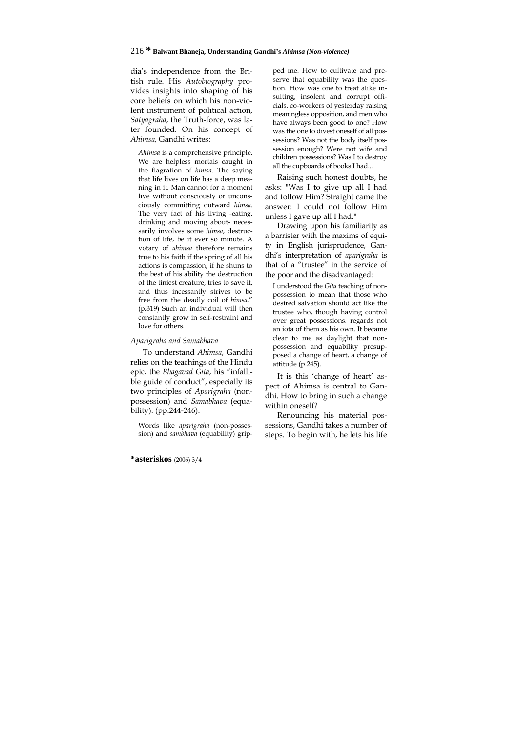dia's independence from the British rule. His *Autobiography* provides insights into shaping of his core beliefs on which his non-violent instrument of political action, *Satyagraha*, the Truth-force, was later founded. On his concept of *Ahimsa,* Gandhi writes:

> *Ahimsa* is a comprehensive principle. We are helpless mortals caught in the flagration of *himsa*. The saying that life lives on life has a deep meaning in it. Man cannot for a moment live without consciously or unconsciously committing outward *himsa.* The very fact of his living -eating, drinking and moving about- necessarily involves some *himsa*, destruction of life, be it ever so minute. A votary of *ahimsa* therefore remains true to his faith if the spring of all his actions is compassion, if he shuns to the best of his ability the destruction of the tiniest creature, tries to save it, and thus incessantly strives to be free from the deadly coil of *himsa*." (p.319) Such an individual will then constantly grow in self-restraint and love for others.

### *Aparigraha and Samabhava*

To understand *Ahimsa*, Gandhi relies on the teachings of the Hindu epic, the *Bhagavad Gita*, his "infallible guide of conduct", especially its two principles of *Aparigraha* (non-possession) and *Samabhava* (equability). (pp.244-246).

> Words like *aparigraha* (non-possession) and *sambhava* (equability) gripped me. How to cultivate and preserve that equability was the question. How was one to treat alike insulting, insolent and corrupt officials, co-workers of yesterday raising meaningless opposition, and men who have always been good to one? How was the one to divest oneself of all possessions? Was not the body itself possession enough? Were not wife and children possessions? Was I to destroy all the cupboards of books I had...

Raising such honest doubts, he asks: "Was I to give up all I had and follow Him? Straight came the answer: I could not follow Him unless I gave up all I had."

Drawing upon his familiarity as a barrister with the maxims of equity in English jurisprudence, Gandhi's interpretation of *aparigraha* is that of a "trustee" in the service of the poor and the disadvantaged:

> I understood the *Gita* teaching of non-possession to mean that those who desired salvation should act like the trustee who, though having control over great possessions, regards not an iota of them as his own. It became clear to me as daylight that non-possession and equability presupposed a change of heart, a change of attitude (p.245).

It is this 'change of heart' aspect of Ahimsa is central to Gandhi. How to bring in such a change within oneself?

Renouncing his material possessions, Gandhi takes a number of steps. To begin with, he lets his life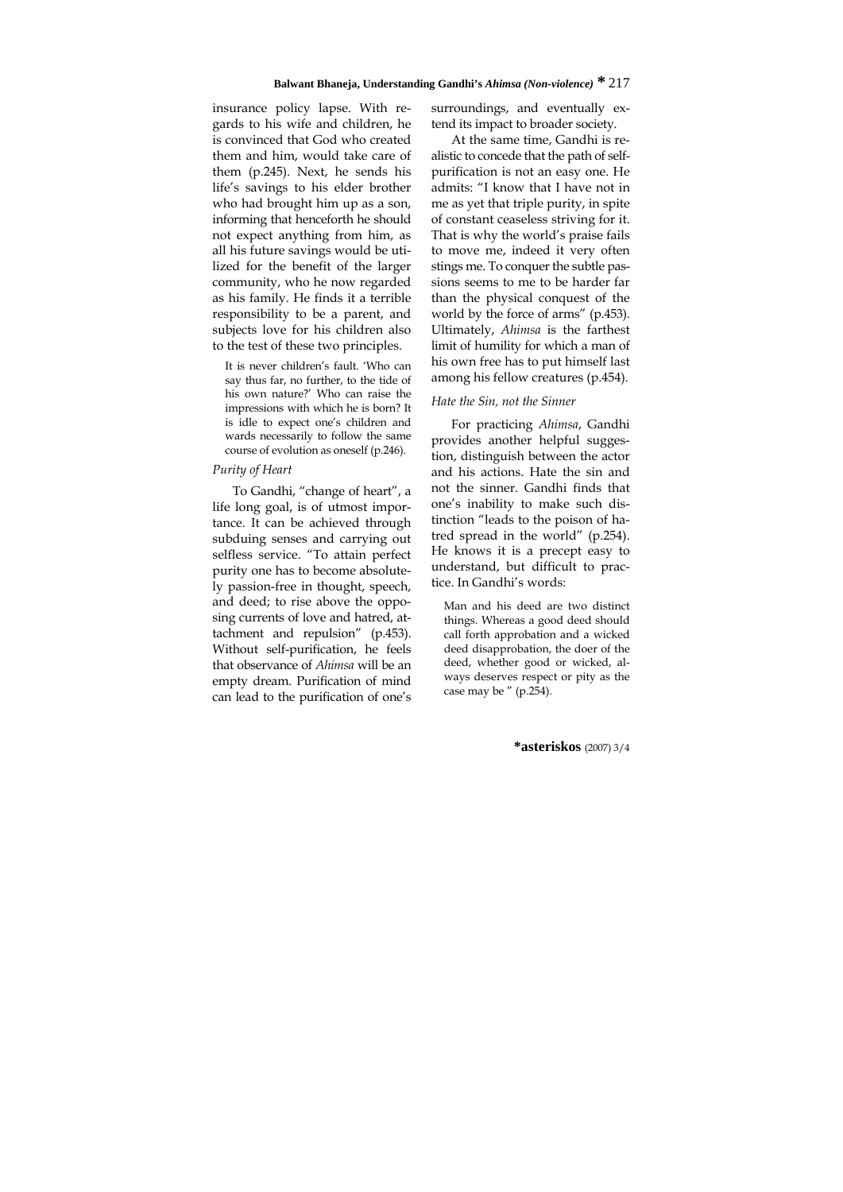insurance policy lapse. With regards to his wife and children, he is convinced that God who created them and him, would take care of them (p.245). Next, he sends his life's savings to his elder brother who had brought him up as a son, informing that henceforth he should not expect anything from him, as all his future savings would be utilized for the benefit of the larger community, who he now regarded as his family. He finds it a terrible responsibility to be a parent, and subjects love for his children also to the test of these two principles.

> It is never children's fault. 'Who can say thus far, no further, to the tide of his own nature?' Who can raise the impressions with which he is born? It is idle to expect one's children and wards necessarily to follow the same course of evolution as oneself (p.246).

### *Purity of Heart*

To Gandhi, "change of heart", a life long goal, is of utmost importance. It can be achieved through subduing senses and carrying out selfless service. "To attain perfect purity one has to become absolutely passion-free in thought, speech, and deed; to rise above the opposing currents of love and hatred, attachment and repulsion" (p.453). Without self-purification, he feels that observance of *Ahimsa* will be an empty dream. Purification of mind can lead to the purification of one's surroundings, and eventually extend its impact to broader society.

At the same time, Gandhi is realistic to concede that the path of self-purification is not an easy one. He admits: "I know that I have not in me as yet that triple purity, in spite of constant ceaseless striving for it. That is why the world's praise fails to move me, indeed it very often stings me. To conquer the subtle passions seems to me to be harder far than the physical conquest of the world by the force of arms" (p.453). Ultimately, *Ahimsa* is the farthest limit of humility for which a man of his own free has to put himself last among his fellow creatures (p.454).

### *Hate the Sin, not the Sinner*

For practicing *Ahimsa*, Gandhi provides another helpful suggestion, distinguish between the actor and his actions. Hate the sin and not the sinner. Gandhi finds that one's inability to make such distinction "leads to the poison of hatred spread in the world" (p.254). He knows it is a precept easy to understand, but difficult to practice. In Gandhi's words:

> Man and his deed are two distinct things. Whereas a good deed should call forth approbation and a wicked deed disapprobation, the doer of the deed, whether good or wicked, always deserves respect or pity as the case may be " (p.254).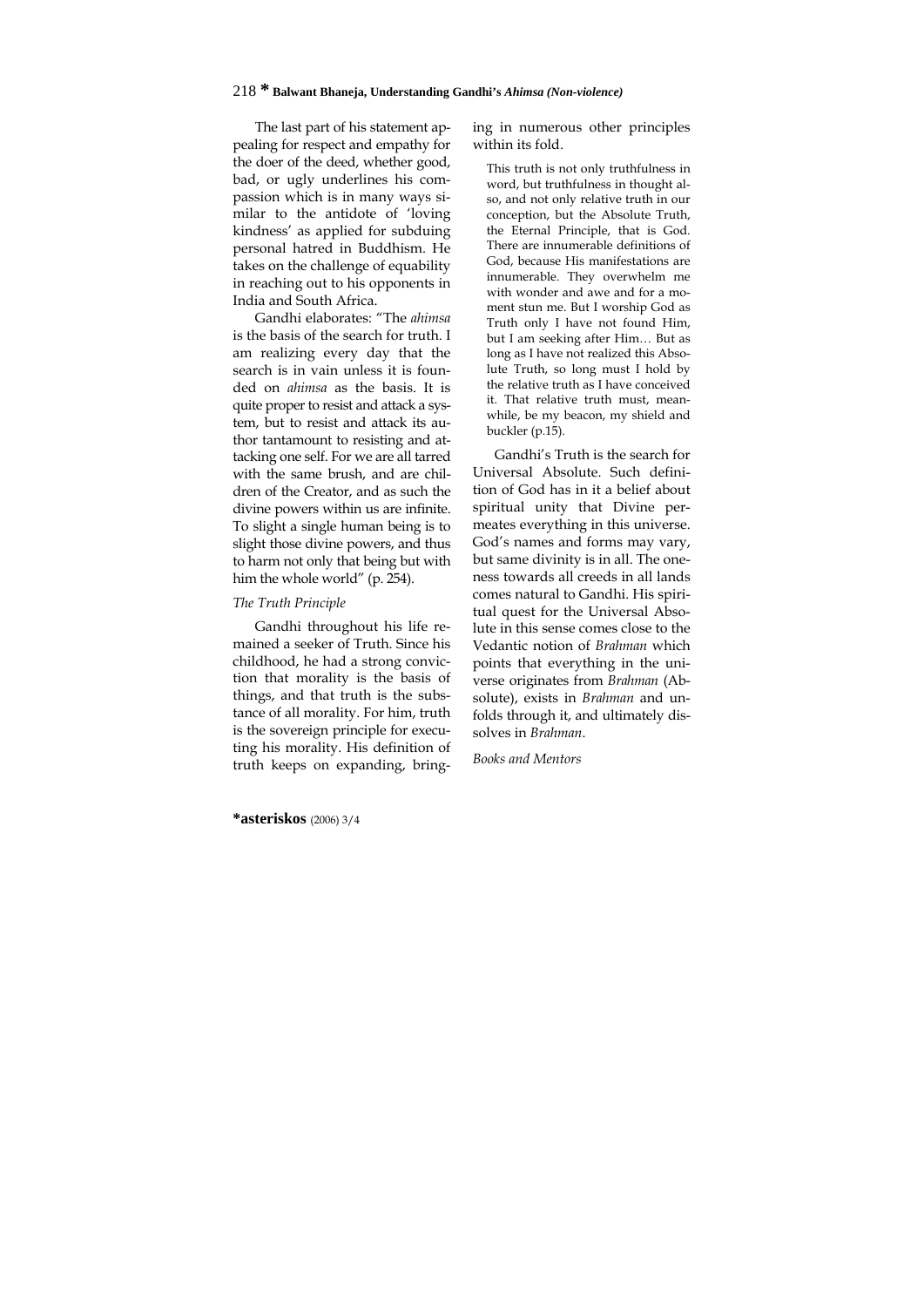The last part of his statement appealing for respect and empathy for the doer of the deed, whether good, bad, or ugly underlines his compassion which is in many ways similar to the antidote of 'loving kindness' as applied for subduing personal hatred in Buddhism. He takes on the challenge of equability in reaching out to his opponents in India and South Africa.

Gandhi elaborates: "The *ahimsa* is the basis of the search for truth. I am realizing every day that the search is in vain unless it is founded on *ahimsa* as the basis. It is quite proper to resist and attack a system, but to resist and attack its author tantamount to resisting and attacking one self. For we are all tarred with the same brush, and are children of the Creator, and as such the divine powers within us are infinite. To slight a single human being is to slight those divine powers, and thus to harm not only that being but with him the whole world" (p. 254).

*The Truth Principle*

Gandhi throughout his life remained a seeker of Truth. Since his childhood, he had a strong conviction that morality is the basis of things, and that truth is the substance of all morality. For him, truth is the sovereign principle for executing his morality. His definition of truth keeps on expanding, bringing in numerous other principles within its fold.

> This truth is not only truthfulness in word, but truthfulness in thought also, and not only relative truth in our conception, but the Absolute Truth, the Eternal Principle, that is God. There are innumerable definitions of God, because His manifestations are innumerable. They overwhelm me with wonder and awe and for a moment stun me. But I worship God as Truth only I have not found Him, but I am seeking after Him… But as long as I have not realized this Absolute Truth, so long must I hold by the relative truth as I have conceived it. That relative truth must, meanwhile, be my beacon, my shield and buckler (p.15).

Gandhi's Truth is the search for Universal Absolute. Such definition of God has in it a belief about spiritual unity that Divine permeates everything in this universe. God's names and forms may vary, but same divinity is in all. The oneness towards all creeds in all lands comes natural to Gandhi. His spiritual quest for the Universal Absolute in this sense comes close to the Vedantic notion of *Brahman* which points that everything in the universe originates from *Brahman* (Absolute), exists in *Brahman* and unfolds through it, and ultimately dissolves in *Brahman*.

*Books and Mentors*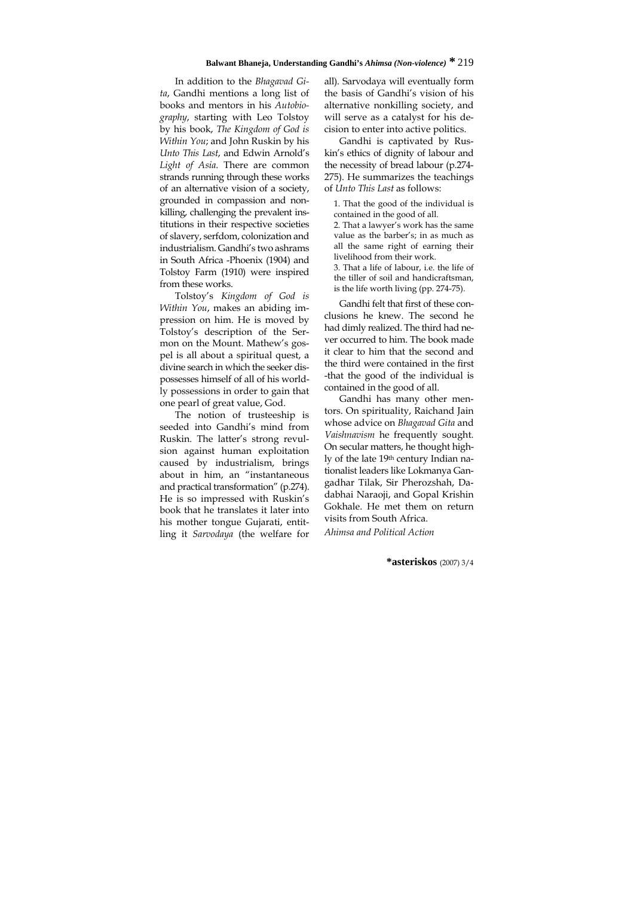In addition to the *Bhagavad Gita*, Gandhi mentions a long list of books and mentors in his *Autobiography*, starting with Leo Tolstoy by his book, *The Kingdom of God is Within You*; and John Ruskin by his *Unto This Last*, and Edwin Arnold's *Light of Asia*. There are common strands running through these works of an alternative vision of a society, grounded in compassion and nonkilling, challenging the prevalent institutions in their respective societies of slavery, serfdom, colonization and industrialism. Gandhi's two ashrams in South Africa -Phoenix (1904) and Tolstoy Farm (1910) were inspired from these works.

Tolstoy's *Kingdom of God is Within You*, makes an abiding impression on him. He is moved by Tolstoy's description of the Sermon on the Mount. Mathew's gospel is all about a spiritual quest, a divine search in which the seeker dispossesses himself of all of his worldly possessions in order to gain that one pearl of great value, God.

The notion of trusteeship is seeded into Gandhi's mind from Ruskin. The latter's strong revulsion against human exploitation caused by industrialism, brings about in him, an "instantaneous and practical transformation" (p.274). He is so impressed with Ruskin's book that he translates it later into his mother tongue Gujarati, entitling it *Sarvodaya* (the welfare for all). Sarvodaya will eventually form the basis of Gandhi's vision of his alternative nonkilling society, and will serve as a catalyst for his decision to enter into active politics.

Gandhi is captivated by Ruskin's ethics of dignity of labour and the necessity of bread labour (p.274-275). He summarizes the teachings of *Unto This Last* as follows:

> 1. That the good of the individual is contained in the good of all.
> 2. That a lawyer's work has the same value as the barber's; in as much as all the same right of earning their livelihood from their work.
> 3. That a life of labour, i.e. the life of the tiller of soil and handicraftsman, is the life worth living (pp. 274-75).

Gandhi felt that first of these conclusions he knew. The second he had dimly realized. The third had never occurred to him. The book made it clear to him that the second and the third were contained in the first -that the good of the individual is contained in the good of all.

Gandhi has many other mentors. On spirituality, Raichand Jain whose advice on *Bhagavad Gita* and *Vaishnavism* he frequently sought. On secular matters, he thought highly of the late 19th century Indian nationalist leaders like Lokmanya Gangadhar Tilak, Sir Pherozshah, Dadabhai Naraoji, and Gopal Krishin Gokhale. He met them on return visits from South Africa.

*Ahimsa and Political Action*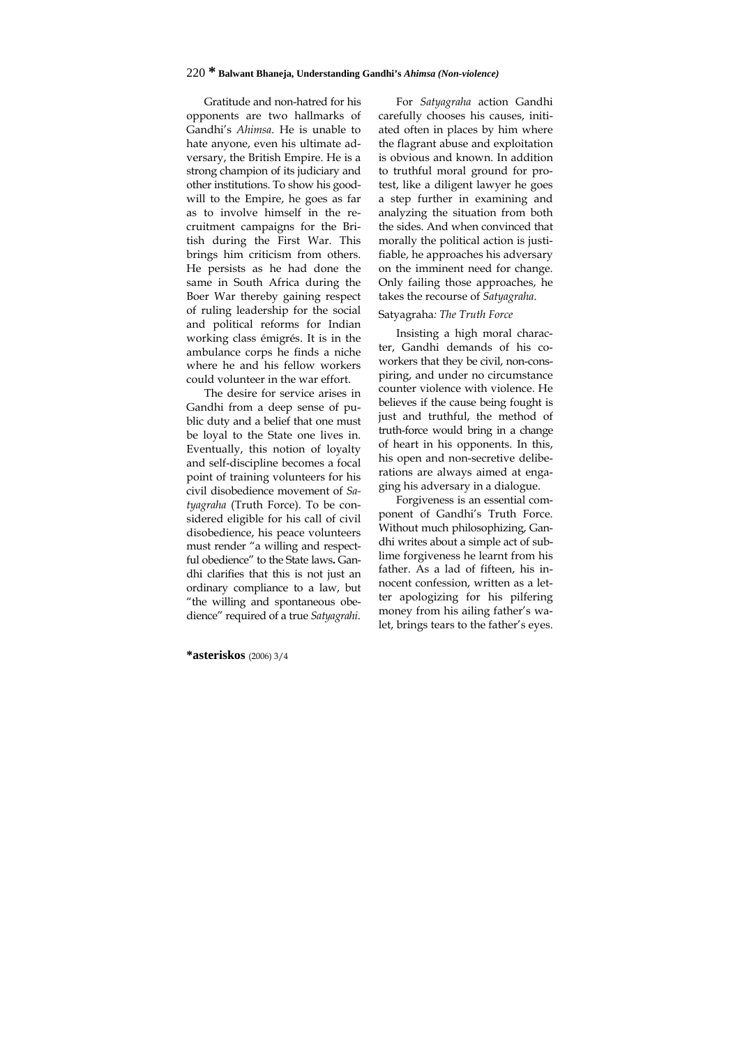Gratitude and non-hatred for his opponents are two hallmarks of Gandhi's *Ahimsa*. He is unable to hate anyone, even his ultimate adversary, the British Empire. He is a strong champion of its judiciary and other institutions. To show his goodwill to the Empire, he goes as far as to involve himself in the recruitment campaigns for the British during the First War. This brings him criticism from others. He persists as he had done the same in South Africa during the Boer War thereby gaining respect of ruling leadership for the social and political reforms for Indian working class émigrés. It is in the ambulance corps he finds a niche where he and his fellow workers could volunteer in the war effort.

The desire for service arises in Gandhi from a deep sense of public duty and a belief that one must be loyal to the State one lives in. Eventually, this notion of loyalty and self-discipline becomes a focal point of training volunteers for his civil disobedience movement of *Satyagraha* (Truth Force). To be considered eligible for his call of civil disobedience, his peace volunteers must render "a willing and respectful obedience" to the State laws**.** Gandhi clarifies that this is not just an ordinary compliance to a law, but "the willing and spontaneous obedience" required of a true *Satyagrahi*.

For *Satyagraha* action Gandhi carefully chooses his causes, initiated often in places by him where the flagrant abuse and exploitation is obvious and known. In addition to truthful moral ground for protest, like a diligent lawyer he goes a step further in examining and analyzing the situation from both the sides. And when convinced that morally the political action is justifiable, he approaches his adversary on the imminent need for change. Only failing those approaches, he takes the recourse of *Satyagraha*.

### Satyagraha*: The Truth Force*

Insisting a high moral character, Gandhi demands of his coworkers that they be civil, non-conspiring, and under no circumstance counter violence with violence. He believes if the cause being fought is just and truthful, the method of truth-force would bring in a change of heart in his opponents. In this, his open and non-secretive deliberations are always aimed at engaging his adversary in a dialogue.

Forgiveness is an essential component of Gandhi's Truth Force. Without much philosophizing, Gandhi writes about a simple act of sublime forgiveness he learnt from his father. As a lad of fifteen, his innocent confession, written as a letter apologizing for his pilfering money from his ailing father's walet, brings tears to the father's eyes.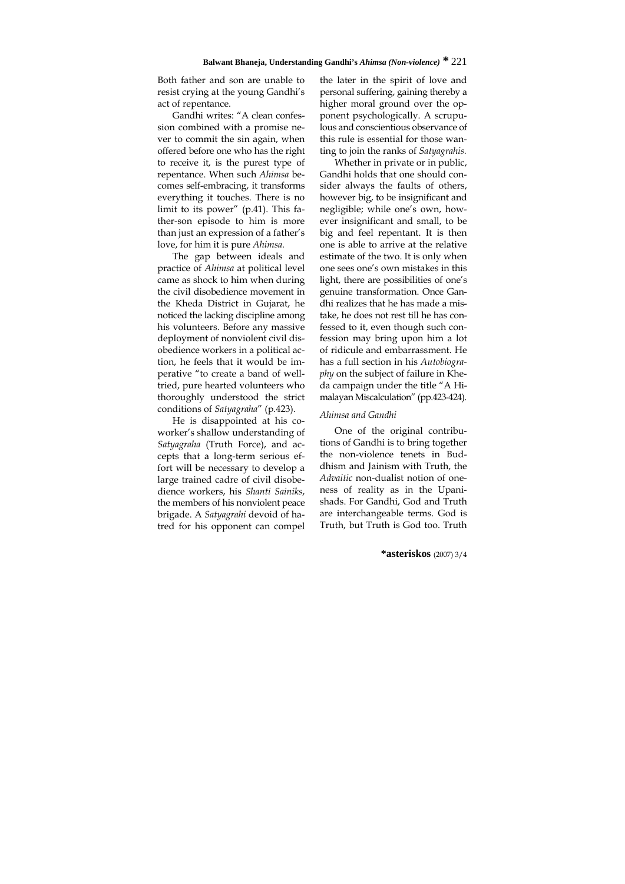Both father and son are unable to resist crying at the young Gandhi's act of repentance.

Gandhi writes: "A clean confession combined with a promise never to commit the sin again, when offered before one who has the right to receive it, is the purest type of repentance. When such *Ahimsa* becomes self-embracing, it transforms everything it touches. There is no limit to its power" (p.41). This father-son episode to him is more than just an expression of a father's love, for him it is pure *Ahimsa.*

The gap between ideals and practice of *Ahimsa* at political level came as shock to him when during the civil disobedience movement in the Kheda District in Gujarat, he noticed the lacking discipline among his volunteers. Before any massive deployment of nonviolent civil disobedience workers in a political action, he feels that it would be imperative "to create a band of well-tried, pure hearted volunteers who thoroughly understood the strict conditions of *Satyagraha*" (p.423).

He is disappointed at his co-worker's shallow understanding of *Satyagraha* (Truth Force), and accepts that a long-term serious effort will be necessary to develop a large trained cadre of civil disobedience workers, his *Shanti Sainiks*, the members of his nonviolent peace brigade. A *Satyagrahi* devoid of hatred for his opponent can compel the later in the spirit of love and personal suffering, gaining thereby a higher moral ground over the opponent psychologically. A scrupulous and conscientious observance of this rule is essential for those wanting to join the ranks of *Satyagrahis.*

Whether in private or in public, Gandhi holds that one should consider always the faults of others, however big, to be insignificant and negligible; while one's own, however insignificant and small, to be big and feel repentant. It is then one is able to arrive at the relative estimate of the two. It is only when one sees one's own mistakes in this light, there are possibilities of one's genuine transformation. Once Gandhi realizes that he has made a mistake, he does not rest till he has confessed to it, even though such confession may bring upon him a lot of ridicule and embarrassment. He has a full section in his *Autobiography* on the subject of failure in Kheda campaign under the title "A Himalayan Miscalculation" (pp.423-424).

### *Ahimsa and Gandhi*

One of the original contributions of Gandhi is to bring together the non-violence tenets in Buddhism and Jainism with Truth, the *Advaitic* non-dualist notion of oneness of reality as in the Upanishads. For Gandhi, God and Truth are interchangeable terms. God is Truth, but Truth is God too. Truth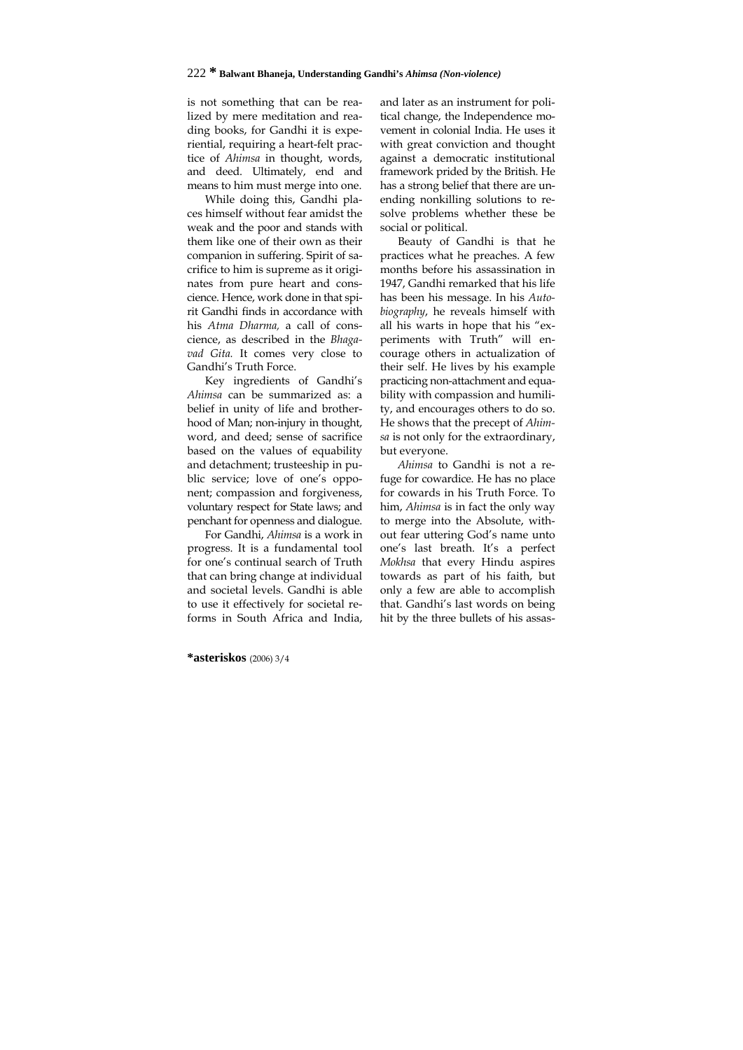is not something that can be realized by mere meditation and reading books, for Gandhi it is experiential, requiring a heart-felt practice of *Ahimsa* in thought, words, and deed. Ultimately, end and means to him must merge into one.

While doing this, Gandhi places himself without fear amidst the weak and the poor and stands with them like one of their own as their companion in suffering. Spirit of sacrifice to him is supreme as it originates from pure heart and conscience. Hence, work done in that spirit Gandhi finds in accordance with his *Atma Dharma,* a call of conscience, as described in the *Bhagavad Gita.* It comes very close to Gandhi's Truth Force.

Key ingredients of Gandhi's *Ahimsa* can be summarized as: a belief in unity of life and brotherhood of Man; non-injury in thought, word, and deed; sense of sacrifice based on the values of equability and detachment; trusteeship in public service; love of one's opponent; compassion and forgiveness, voluntary respect for State laws; and penchant for openness and dialogue.

For Gandhi, *Ahimsa* is a work in progress. It is a fundamental tool for one's continual search of Truth that can bring change at individual and societal levels. Gandhi is able to use it effectively for societal reforms in South Africa and India, and later as an instrument for political change, the Independence movement in colonial India. He uses it with great conviction and thought against a democratic institutional framework prided by the British. He has a strong belief that there are unending nonkilling solutions to resolve problems whether these be social or political.

Beauty of Gandhi is that he practices what he preaches. A few months before his assassination in 1947, Gandhi remarked that his life has been his message. In his *Autobiography*, he reveals himself with all his warts in hope that his "experiments with Truth" will encourage others in actualization of their self. He lives by his example practicing non-attachment and equability with compassion and humility, and encourages others to do so. He shows that the precept of *Ahimsa* is not only for the extraordinary, but everyone.

*Ahimsa* to Gandhi is not a refuge for cowardice. He has no place for cowards in his Truth Force. To him, *Ahimsa* is in fact the only way to merge into the Absolute, without fear uttering God's name unto one's last breath. It's a perfect *Mokhsa* that every Hindu aspires towards as part of his faith, but only a few are able to accomplish that. Gandhi's last words on being hit by the three bullets of his assas-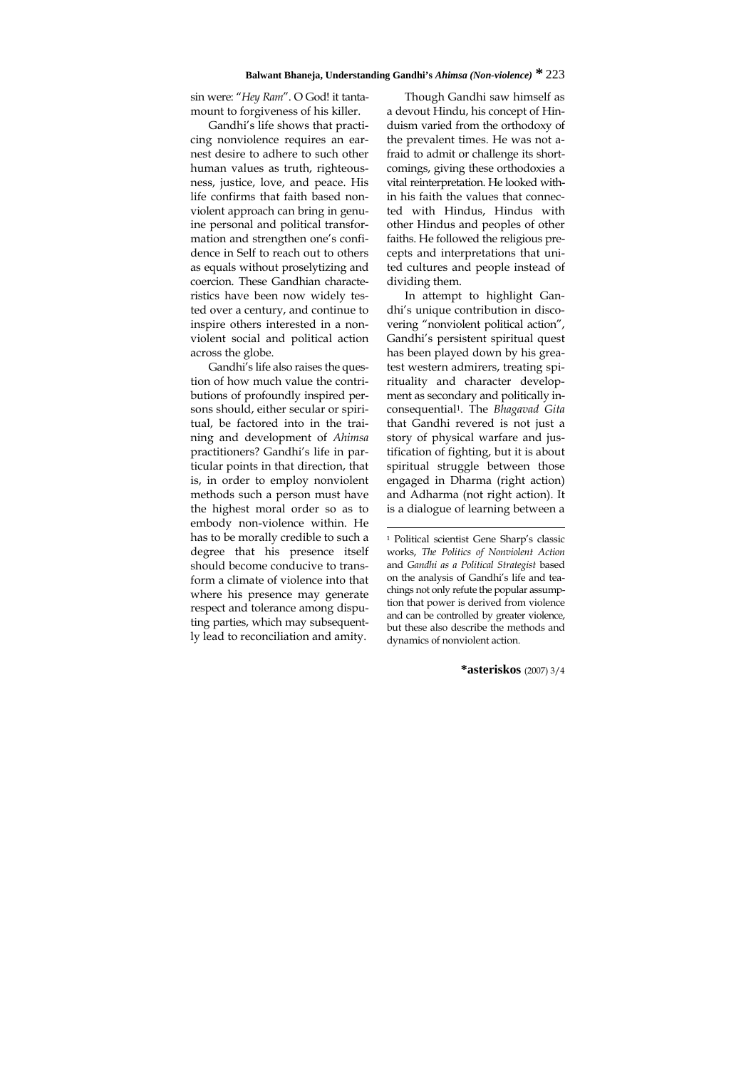sin were: "*Hey Ram*". O God! it tantamount to forgiveness of his killer.

Gandhi's life shows that practicing nonviolence requires an earnest desire to adhere to such other human values as truth, righteousness, justice, love, and peace. His life confirms that faith based nonviolent approach can bring in genuine personal and political transformation and strengthen one's confidence in Self to reach out to others as equals without proselytizing and coercion. These Gandhian characteristics have been now widely tested over a century, and continue to inspire others interested in a nonviolent social and political action across the globe.

Gandhi's life also raises the question of how much value the contributions of profoundly inspired persons should, either secular or spiritual, be factored into in the training and development of *Ahimsa* practitioners? Gandhi's life in particular points in that direction, that is, in order to employ nonviolent methods such a person must have the highest moral order so as to embody non-violence within. He has to be morally credible to such a degree that his presence itself should become conducive to transform a climate of violence into that where his presence may generate respect and tolerance among disputing parties, which may subsequently lead to reconciliation and amity.

Though Gandhi saw himself as a devout Hindu, his concept of Hinduism varied from the orthodoxy of the prevalent times. He was not afraid to admit or challenge its shortcomings, giving these orthodoxies a vital reinterpretation. He looked within his faith the values that connected with Hindus, Hindus with other Hindus and peoples of other faiths. He followed the religious precepts and interpretations that united cultures and people instead of dividing them.

In attempt to highlight Gandhi's unique contribution in discovering "nonviolent political action", Gandhi's persistent spiritual quest has been played down by his greatest western admirers, treating spirituality and character development as secondary and politically inconsequential[1]. The *Bhagavad Gita* that Gandhi revered is not just a story of physical warfare and justification of fighting, but it is about spiritual struggle between those engaged in Dharma (right action) and Adharma (not right action). It is a dialogue of learning between a

---

[1] Political scientist Gene Sharp's classic works, *The Politics of Nonviolent Action* and *Gandhi as a Political Strategist* based on the analysis of Gandhi's life and teachings not only refute the popular assumption that power is derived from violence and can be controlled by greater violence, but these also describe the methods and dynamics of nonviolent action.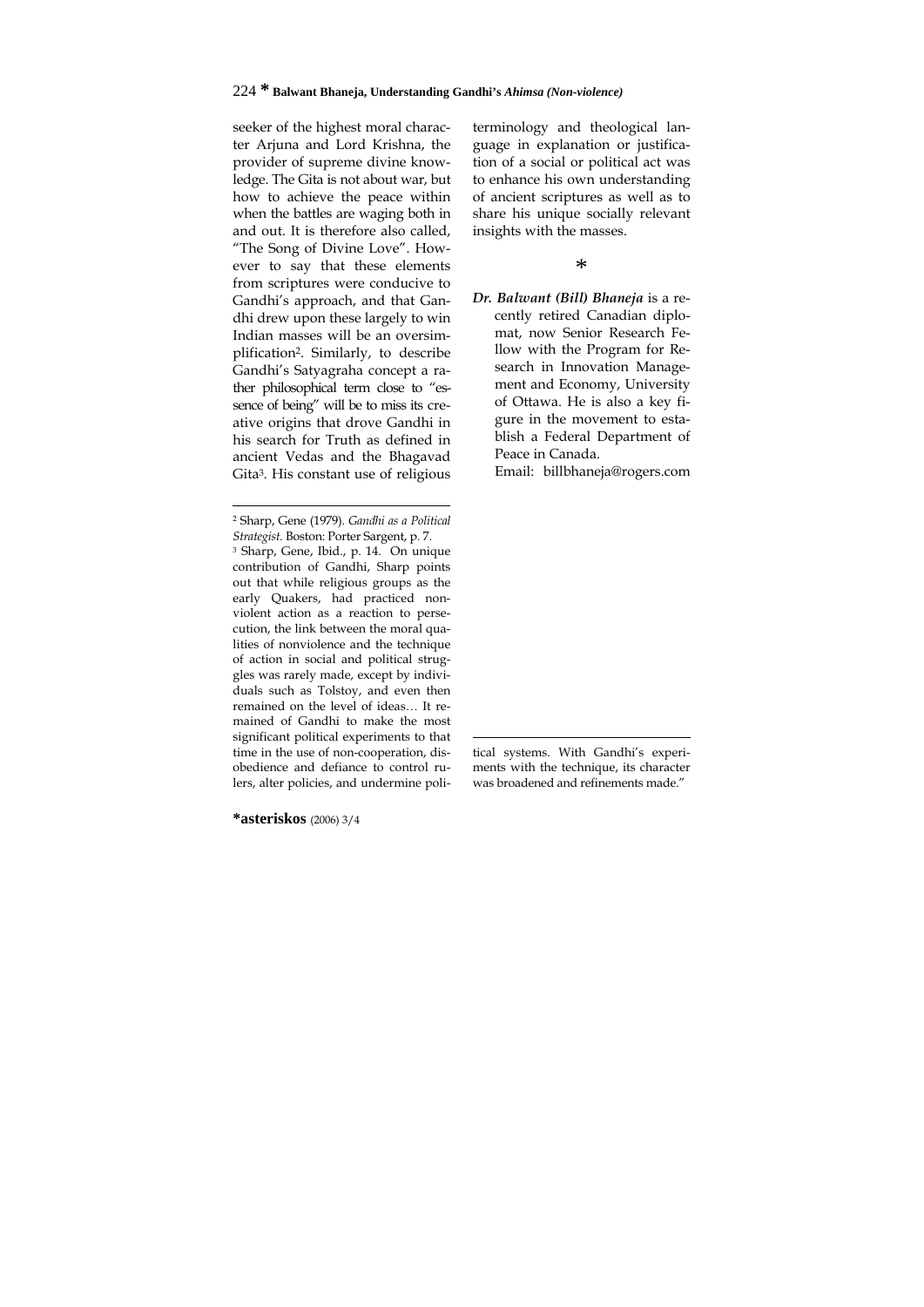seeker of the highest moral character Arjuna and Lord Krishna, the provider of supreme divine knowledge. The Gita is not about war, but how to achieve the peace within when the battles are waging both in and out. It is therefore also called, "The Song of Divine Love". However to say that these elements from scriptures were conducive to Gandhi's approach, and that Gandhi drew upon these largely to win Indian masses will be an oversimplification[2]. Similarly, to describe Gandhi's Satyagraha concept a rather philosophical term close to "essence of being" will be to miss its creative origins that drove Gandhi in his search for Truth as defined in ancient Vedas and the Bhagavad Gita[3]. His constant use of religious terminology and theological language in explanation or justification of a social or political act was to enhance his own understanding of ancient scriptures as well as to share his unique socially relevant insights with the masses.

*

***Dr. Balwant (Bill) Bhaneja*** is a recently retired Canadian diplomat, now Senior Research Fellow with the Program for Research in Innovation Management and Economy, University of Ottawa. He is also a key figure in the movement to establish a Federal Department of Peace in Canada.
Email: billbhaneja@rogers.com

---

[2] Sharp, Gene (1979). *Gandhi as a Political Strategist.* Boston: Porter Sargent, p. 7.

[3] Sharp, Gene, Ibid., p. 14. On unique contribution of Gandhi, Sharp points out that while religious groups as the early Quakers, had practiced nonviolent action as a reaction to persecution, the link between the moral qualities of nonviolence and the technique of action in social and political struggles was rarely made, except by individuals such as Tolstoy, and even then remained on the level of ideas… It remained of Gandhi to make the most significant political experiments to that time in the use of non-cooperation, disobedience and defiance to control rulers, alter policies, and undermine political systems. With Gandhi's experiments with the technique, its character was broadened and refinements made."